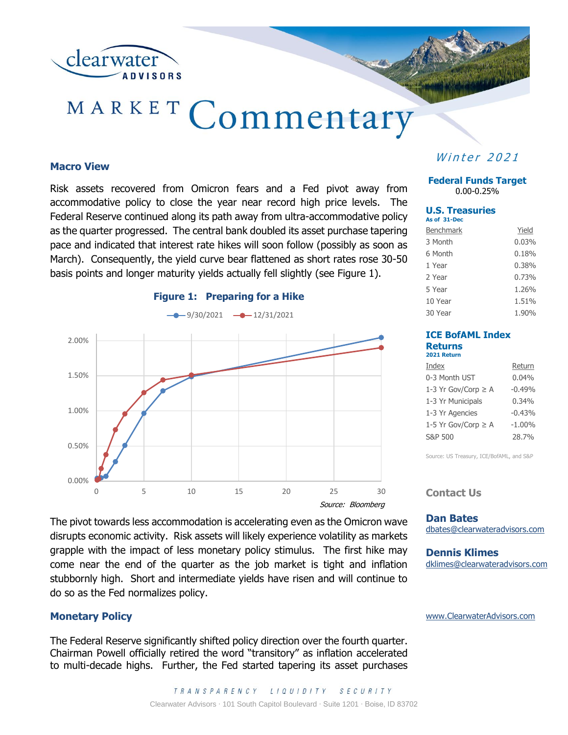# MARKET Commentary

clearwater ADVISORS

*Winter 2021*

## Macro View

Risk assets recovered from Omicron fears and a Fed pivot away from accommodative policy to close the year near record high price levels. The Federal Reserve continued along its path away from ultra-accommodative policy as the quarter progressed. The central bank doubled its asset purchase tapering pace and indicated that interest rate hikes will soon follow (possibly as soon as March). Consequently, the yield curve bear flattened as short rates rose 30-50 basis points and longer maturity yields actually fell slightly (see Figure 1).

**Figure 1: Preparing for a Hike**

*Source: Bloomberg*

The pivot towards less accommodation is accelerating even as the Omicron wave disrupts economic activity. Risk assets will likely experience volatility as markets grapple with the impact of less monetary policy stimulus. The first hike may come near the end of the quarter as the job market is tight and inflation stubbornly high. Short and intermediate yields have risen and will continue to do so as the Fed normalizes policy.

## Monetary Policy

The Federal Reserve significantly shifted policy direction over the fourth quarter. Chairman Powell officially retired the word "transitory" as inflation accelerated to multi-decade highs. Further, the Fed started tapering its asset purchases

### Federal Funds Target

0.00-0.25%

### U.S. Treasuries

**As of 31-Dec**

| Benchmark | Yield |
|---|---|
| 3 Month | 0.03% |
| 6 Month | 0.18% |
| 1 Year | 0.38% |
| 2 Year | 0.73% |
| 5 Year | 1.26% |
| 10 Year | 1.51% |
| 30 Year | 1.90% |

### ICE BofAML Index Returns

**2021 Return**

| Index | Return |
|---|---|
| 0-3 Month UST | 0.04% |
| 1-3 Yr Gov/Corp ≥ A | -0.49% |
| 1-3 Yr Municipals | 0.34% |
| 1-3 Yr Agencies | -0.43% |
| 1-5 Yr Gov/Corp ≥ A | -1.00% |
| S&P 500 | 28.7% |

Source: US Treasury, ICE/BofAML, and S&P

### Contact Us

**Dan Bates**
dbates@clearwateradvisors.com

**Dennis Klimes**
dklimes@clearwateradvisors.com

www.ClearwaterAdvisors.com

*TRANSPARENCY LIQUIDITY SECURITY*

Clearwater Advisors · 101 South Capitol Boulevard · Suite 1201 · Boise, ID 83702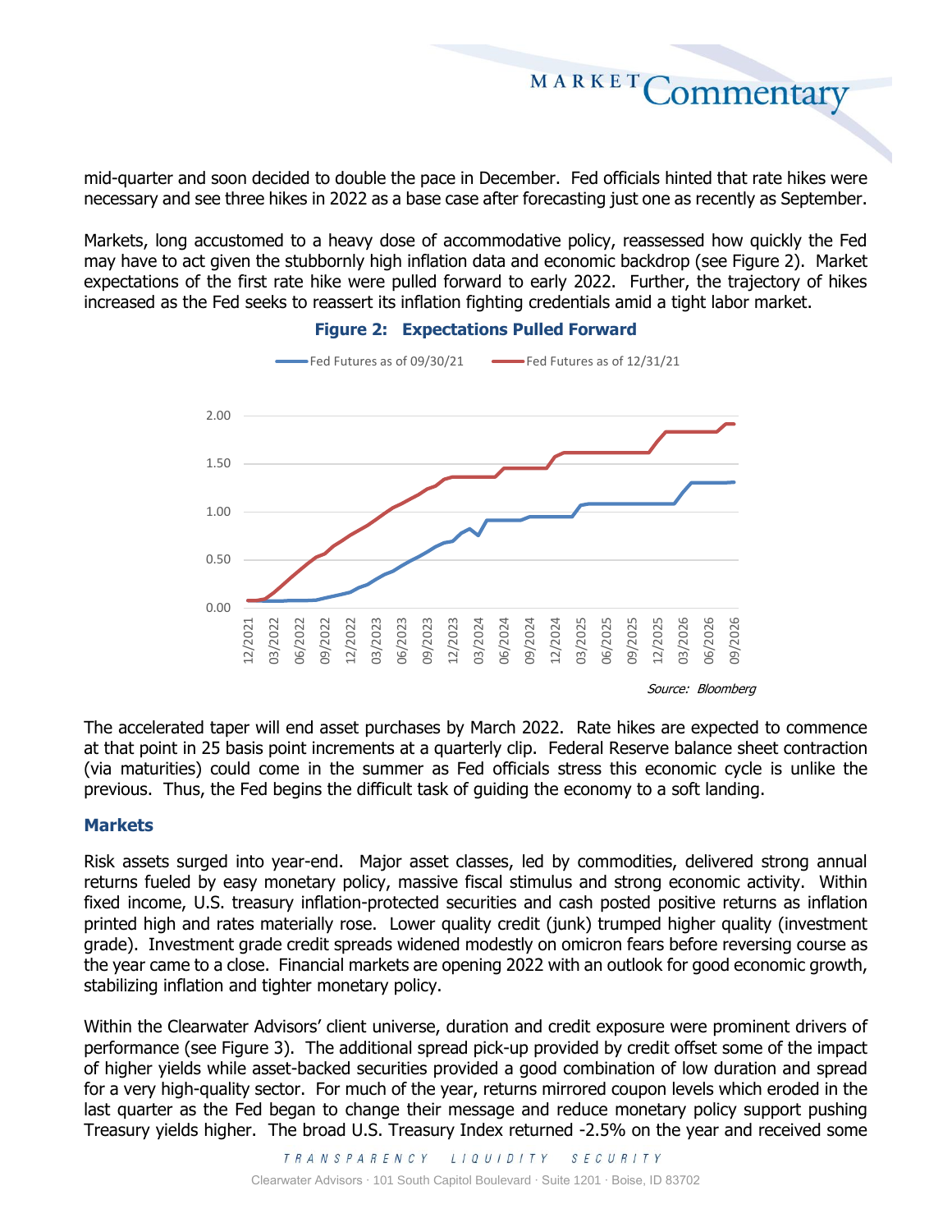mid-quarter and soon decided to double the pace in December. Fed officials hinted that rate hikes were necessary and see three hikes in 2022 as a base case after forecasting just one as recently as September.

Markets, long accustomed to a heavy dose of accommodative policy, reassessed how quickly the Fed may have to act given the stubbornly high inflation data and economic backdrop (see Figure 2). Market expectations of the first rate hike were pulled forward to early 2022. Further, the trajectory of hikes increased as the Fed seeks to reassert its inflation fighting credentials amid a tight labor market.

**Figure 2: Expectations Pulled Forward**

*Source: Bloomberg*

The accelerated taper will end asset purchases by March 2022. Rate hikes are expected to commence at that point in 25 basis point increments at a quarterly clip. Federal Reserve balance sheet contraction (via maturities) could come in the summer as Fed officials stress this economic cycle is unlike the previous. Thus, the Fed begins the difficult task of guiding the economy to a soft landing.

## Markets

Risk assets surged into year-end. Major asset classes, led by commodities, delivered strong annual returns fueled by easy monetary policy, massive fiscal stimulus and strong economic activity. Within fixed income, U.S. treasury inflation-protected securities and cash posted positive returns as inflation printed high and rates materially rose. Lower quality credit (junk) trumped higher quality (investment grade). Investment grade credit spreads widened modestly on omicron fears before reversing course as the year came to a close. Financial markets are opening 2022 with an outlook for good economic growth, stabilizing inflation and tighter monetary policy.

Within the Clearwater Advisors' client universe, duration and credit exposure were prominent drivers of performance (see Figure 3). The additional spread pick-up provided by credit offset some of the impact of higher yields while asset-backed securities provided a good combination of low duration and spread for a very high-quality sector. For much of the year, returns mirrored coupon levels which eroded in the last quarter as the Fed began to change their message and reduce monetary policy support pushing Treasury yields higher. The broad U.S. Treasury Index returned -2.5% on the year and received some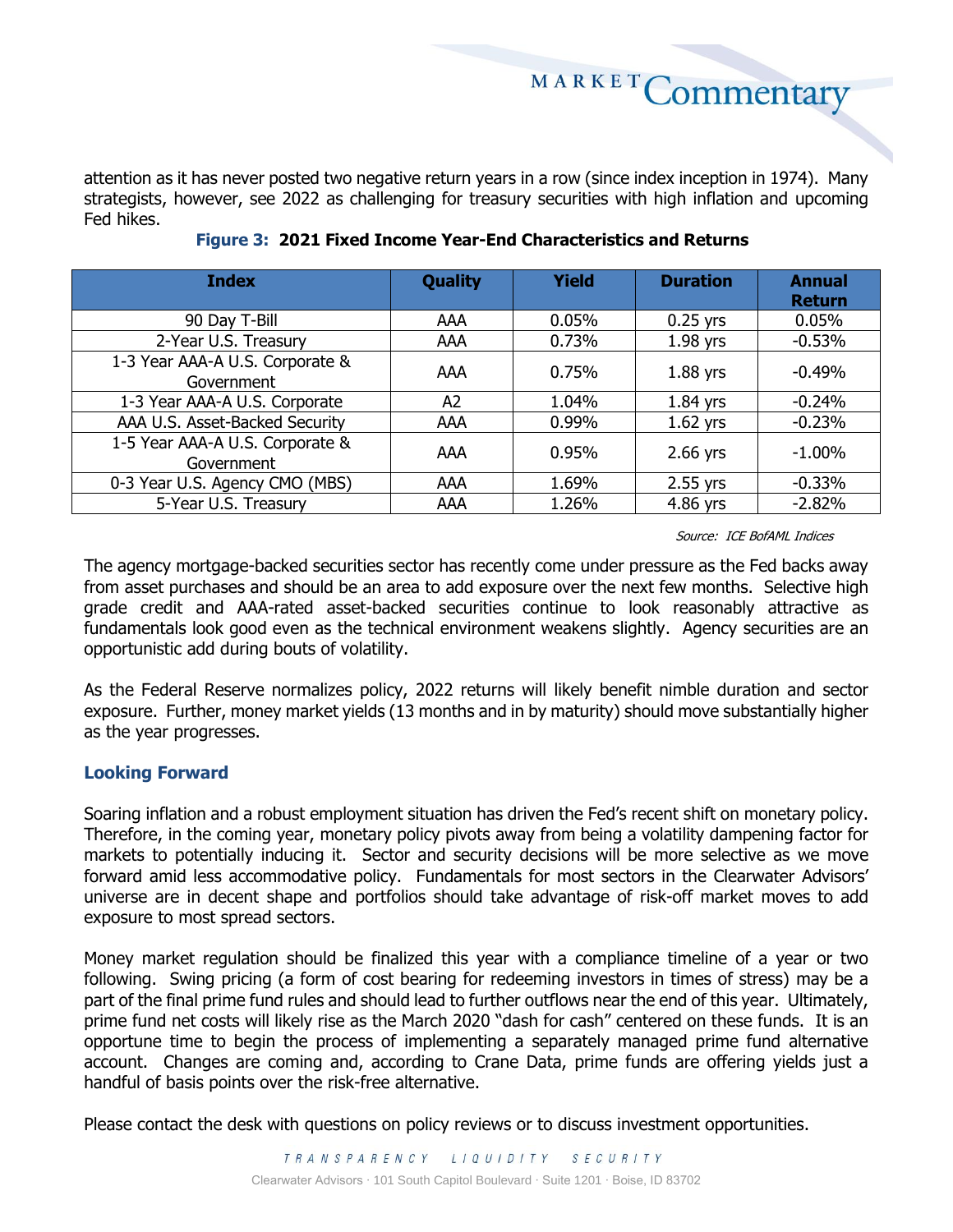attention as it has never posted two negative return years in a row (since index inception in 1974). Many strategists, however, see 2022 as challenging for treasury securities with high inflation and upcoming Fed hikes.

**Figure 3: 2021 Fixed Income Year-End Characteristics and Returns**

| Index | Quality | Yield | Duration | Annual Return |
|---|---|---|---|---|
| 90 Day T-Bill | AAA | 0.05% | 0.25 yrs | 0.05% |
| 2-Year U.S. Treasury | AAA | 0.73% | 1.98 yrs | -0.53% |
| 1-3 Year AAA-A U.S. Corporate & Government | AAA | 0.75% | 1.88 yrs | -0.49% |
| 1-3 Year AAA-A U.S. Corporate | A2 | 1.04% | 1.84 yrs | -0.24% |
| AAA U.S. Asset-Backed Security | AAA | 0.99% | 1.62 yrs | -0.23% |
| 1-5 Year AAA-A U.S. Corporate & Government | AAA | 0.95% | 2.66 yrs | -1.00% |
| 0-3 Year U.S. Agency CMO (MBS) | AAA | 1.69% | 2.55 yrs | -0.33% |
| 5-Year U.S. Treasury | AAA | 1.26% | 4.86 yrs | -2.82% |

*Source: ICE BofAML Indices*

The agency mortgage-backed securities sector has recently come under pressure as the Fed backs away from asset purchases and should be an area to add exposure over the next few months. Selective high grade credit and AAA-rated asset-backed securities continue to look reasonably attractive as fundamentals look good even as the technical environment weakens slightly. Agency securities are an opportunistic add during bouts of volatility.

As the Federal Reserve normalizes policy, 2022 returns will likely benefit nimble duration and sector exposure. Further, money market yields (13 months and in by maturity) should move substantially higher as the year progresses.

## Looking Forward

Soaring inflation and a robust employment situation has driven the Fed's recent shift on monetary policy. Therefore, in the coming year, monetary policy pivots away from being a volatility dampening factor for markets to potentially inducing it. Sector and security decisions will be more selective as we move forward amid less accommodative policy. Fundamentals for most sectors in the Clearwater Advisors' universe are in decent shape and portfolios should take advantage of risk-off market moves to add exposure to most spread sectors.

Money market regulation should be finalized this year with a compliance timeline of a year or two following. Swing pricing (a form of cost bearing for redeeming investors in times of stress) may be a part of the final prime fund rules and should lead to further outflows near the end of this year. Ultimately, prime fund net costs will likely rise as the March 2020 "dash for cash" centered on these funds. It is an opportune time to begin the process of implementing a separately managed prime fund alternative account. Changes are coming and, according to Crane Data, prime funds are offering yields just a handful of basis points over the risk-free alternative.

Please contact the desk with questions on policy reviews or to discuss investment opportunities.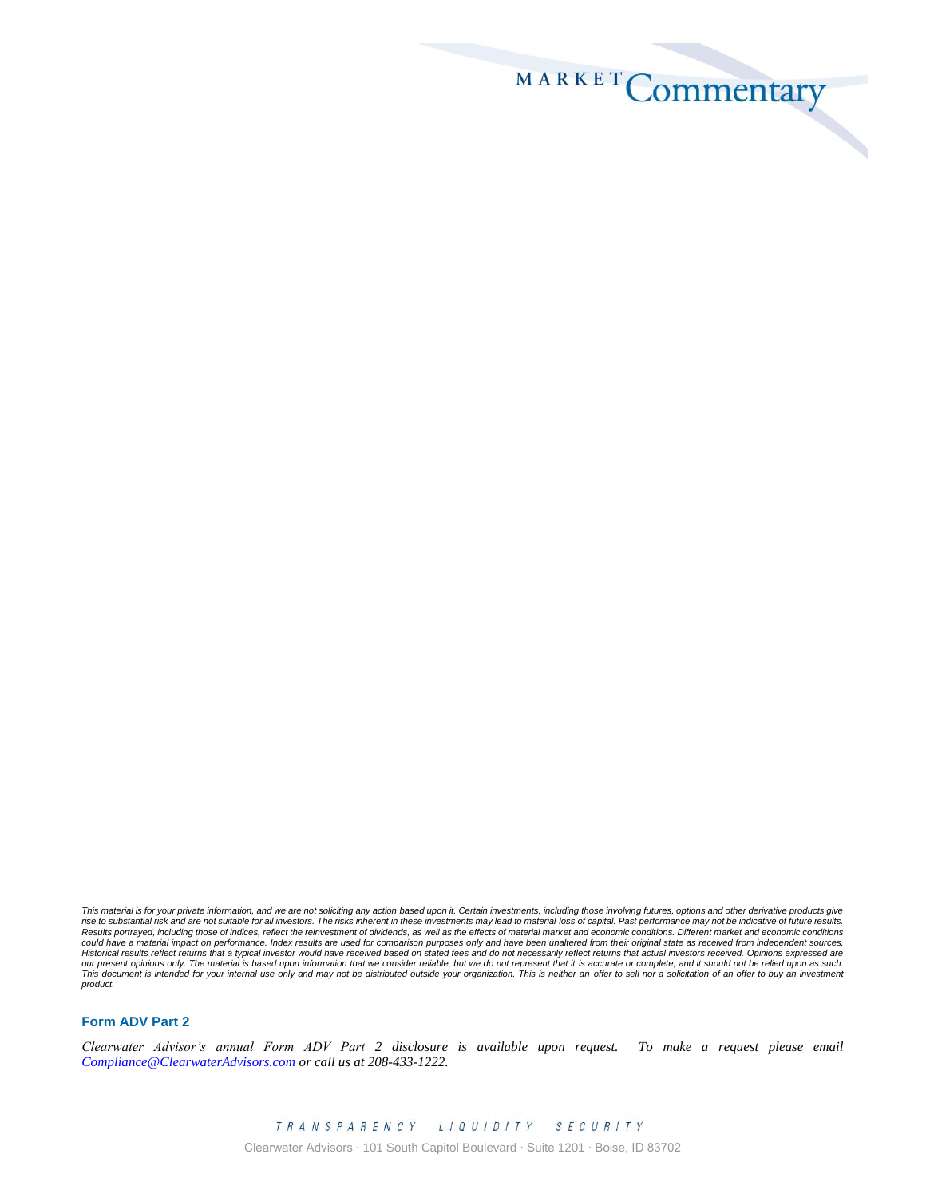*This material is for your private information, and we are not soliciting any action based upon it. Certain investments, including those involving futures, options and other derivative products give rise to substantial risk and are not suitable for all investors. The risks inherent in these investments may lead to material loss of capital. Past performance may not be indicative of future results. Results portrayed, including those of indices, reflect the reinvestment of dividends, as well as the effects of material market and economic conditions. Different market and economic conditions could have a material impact on performance. Index results are used for comparison purposes only and have been unaltered from their original state as received from independent sources. Historical results reflect returns that a typical investor would have received based on stated fees and do not necessarily reflect returns that actual investors received. Opinions expressed are our present opinions only. The material is based upon information that we consider reliable, but we do not represent that it is accurate or complete, and it should not be relied upon as such. This document is intended for your internal use only and may not be distributed outside your organization. This is neither an offer to sell nor a solicitation of an offer to buy an investment product.*

### Form ADV Part 2

*Clearwater Advisor's annual Form ADV Part 2 disclosure is available upon request. To make a request please email [Compliance@ClearwaterAdvisors.com](mailto:Compliance@ClearwaterAdvisors.com) or call us at 208-433-1222.*

TRANSPARENCY LIQUIDITY SECURITY

Clearwater Advisors · 101 South Capitol Boulevard · Suite 1201 · Boise, ID 83702